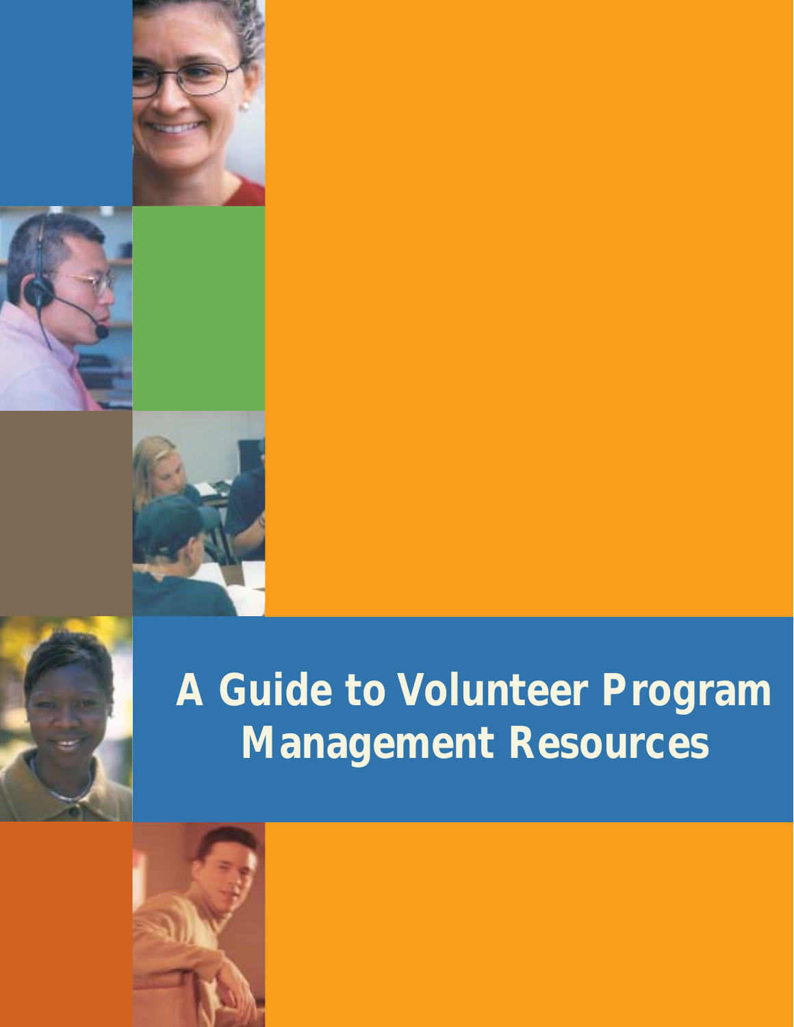# A Guide to Volunteer Program Management Resources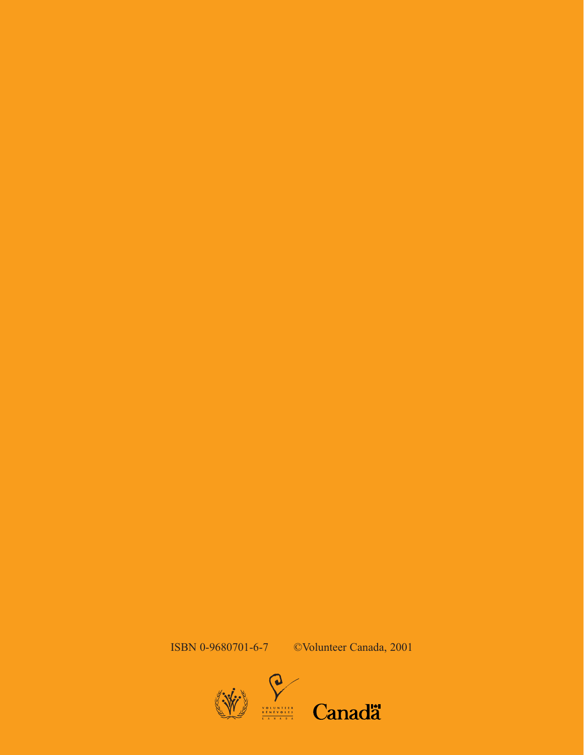ISBN 0-9680701-6-7 ©Volunteer Canada, 2001

VOLUNTEER BÉNÉVOLES CANADA

Canadä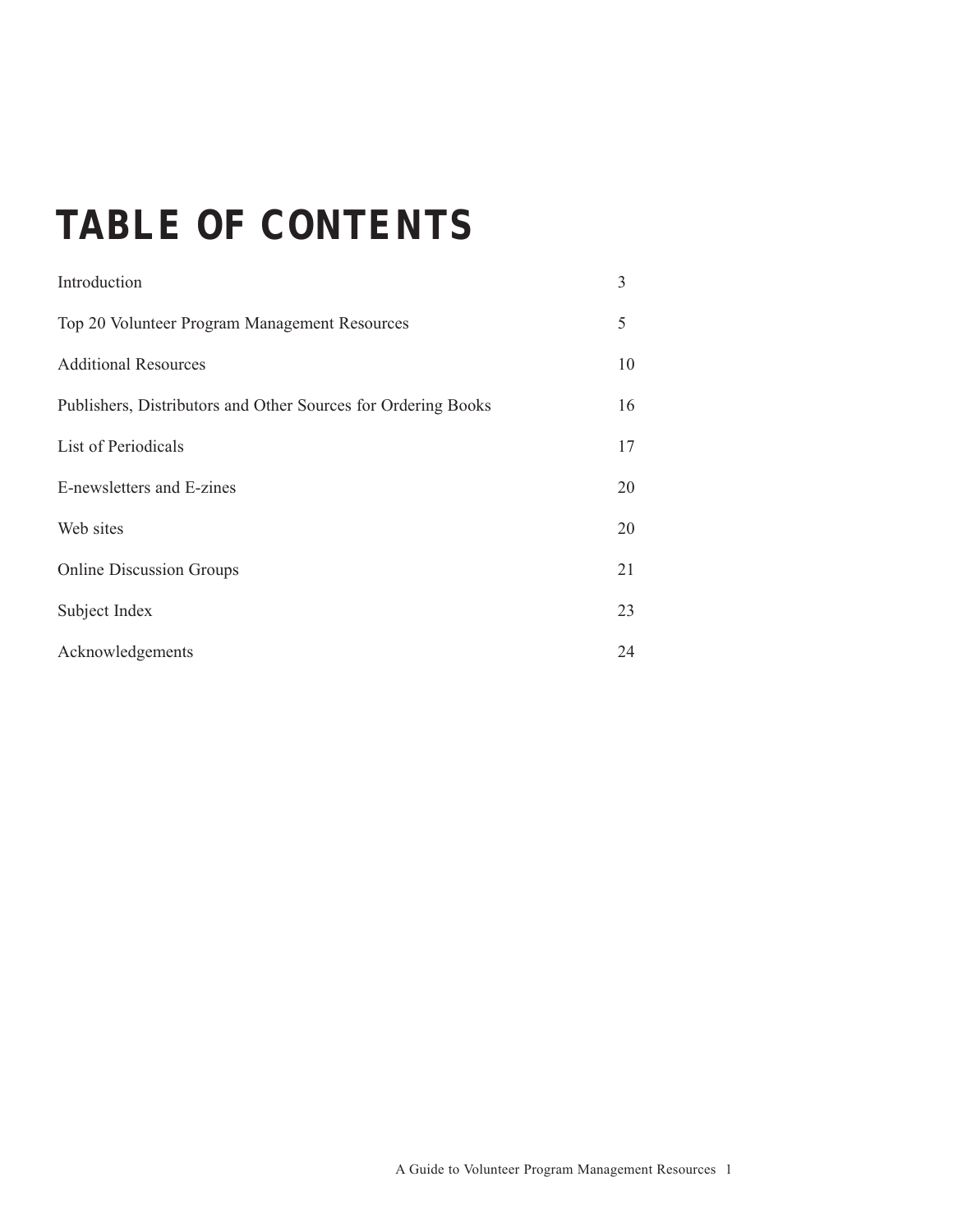# TABLE OF CONTENTS

| | |
|---|---|
| Introduction | 3 |
| Top 20 Volunteer Program Management Resources | 5 |
| Additional Resources | 10 |
| Publishers, Distributors and Other Sources for Ordering Books | 16 |
| List of Periodicals | 17 |
| E-newsletters and E-zines | 20 |
| Web sites | 20 |
| Online Discussion Groups | 21 |
| Subject Index | 23 |
| Acknowledgements | 24 |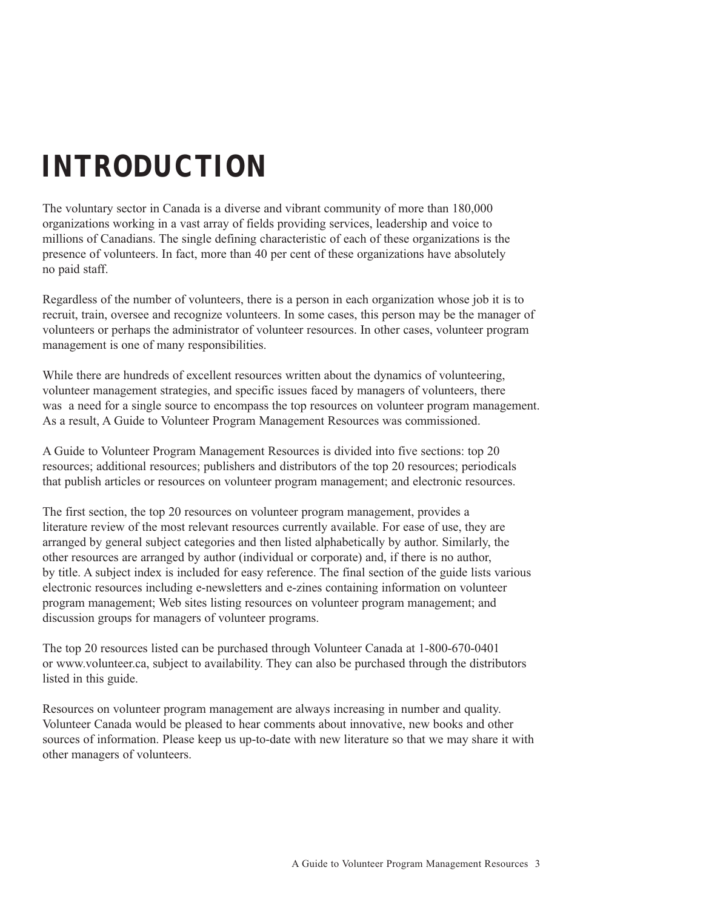# INTRODUCTION

The voluntary sector in Canada is a diverse and vibrant community of more than 180,000 organizations working in a vast array of fields providing services, leadership and voice to millions of Canadians. The single defining characteristic of each of these organizations is the presence of volunteers. In fact, more than 40 per cent of these organizations have absolutely no paid staff.

Regardless of the number of volunteers, there is a person in each organization whose job it is to recruit, train, oversee and recognize volunteers. In some cases, this person may be the manager of volunteers or perhaps the administrator of volunteer resources. In other cases, volunteer program management is one of many responsibilities.

While there are hundreds of excellent resources written about the dynamics of volunteering, volunteer management strategies, and specific issues faced by managers of volunteers, there was a need for a single source to encompass the top resources on volunteer program management. As a result, A Guide to Volunteer Program Management Resources was commissioned.

A Guide to Volunteer Program Management Resources is divided into five sections: top 20 resources; additional resources; publishers and distributors of the top 20 resources; periodicals that publish articles or resources on volunteer program management; and electronic resources.

The first section, the top 20 resources on volunteer program management, provides a literature review of the most relevant resources currently available. For ease of use, they are arranged by general subject categories and then listed alphabetically by author. Similarly, the other resources are arranged by author (individual or corporate) and, if there is no author, by title. A subject index is included for easy reference. The final section of the guide lists various electronic resources including e-newsletters and e-zines containing information on volunteer program management; Web sites listing resources on volunteer program management; and discussion groups for managers of volunteer programs.

The top 20 resources listed can be purchased through Volunteer Canada at 1-800-670-0401 or www.volunteer.ca, subject to availability. They can also be purchased through the distributors listed in this guide.

Resources on volunteer program management are always increasing in number and quality. Volunteer Canada would be pleased to hear comments about innovative, new books and other sources of information. Please keep us up-to-date with new literature so that we may share it with other managers of volunteers.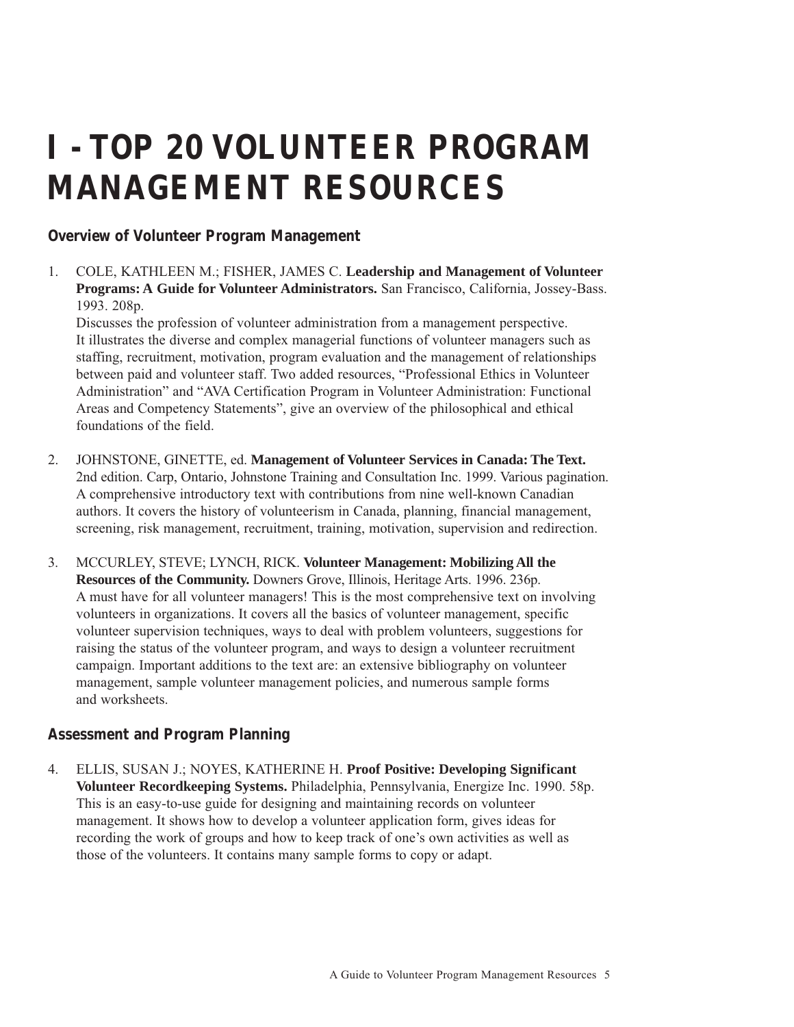# I - TOP 20 VOLUNTEER PROGRAM MANAGEMENT RESOURCES

### Overview of Volunteer Program Management

1. COLE, KATHLEEN M.; FISHER, JAMES C. **Leadership and Management of Volunteer Programs: A Guide for Volunteer Administrators.** San Francisco, California, Jossey-Bass. 1993. 208p.
   Discusses the profession of volunteer administration from a management perspective. It illustrates the diverse and complex managerial functions of volunteer managers such as staffing, recruitment, motivation, program evaluation and the management of relationships between paid and volunteer staff. Two added resources, "Professional Ethics in Volunteer Administration" and "AVA Certification Program in Volunteer Administration: Functional Areas and Competency Statements", give an overview of the philosophical and ethical foundations of the field.

2. JOHNSTONE, GINETTE, ed. **Management of Volunteer Services in Canada: The Text.** 2nd edition. Carp, Ontario, Johnstone Training and Consultation Inc. 1999. Various pagination.
   A comprehensive introductory text with contributions from nine well-known Canadian authors. It covers the history of volunteerism in Canada, planning, financial management, screening, risk management, recruitment, training, motivation, supervision and redirection.

3. MCCURLEY, STEVE; LYNCH, RICK. **Volunteer Management: Mobilizing All the Resources of the Community.** Downers Grove, Illinois, Heritage Arts. 1996. 236p.
   A must have for all volunteer managers! This is the most comprehensive text on involving volunteers in organizations. It covers all the basics of volunteer management, specific volunteer supervision techniques, ways to deal with problem volunteers, suggestions for raising the status of the volunteer program, and ways to design a volunteer recruitment campaign. Important additions to the text are: an extensive bibliography on volunteer management, sample volunteer management policies, and numerous sample forms and worksheets.

### Assessment and Program Planning

4. ELLIS, SUSAN J.; NOYES, KATHERINE H. **Proof Positive: Developing Significant Volunteer Recordkeeping Systems.** Philadelphia, Pennsylvania, Energize Inc. 1990. 58p.
   This is an easy-to-use guide for designing and maintaining records on volunteer management. It shows how to develop a volunteer application form, gives ideas for recording the work of groups and how to keep track of one's own activities as well as those of the volunteers. It contains many sample forms to copy or adapt.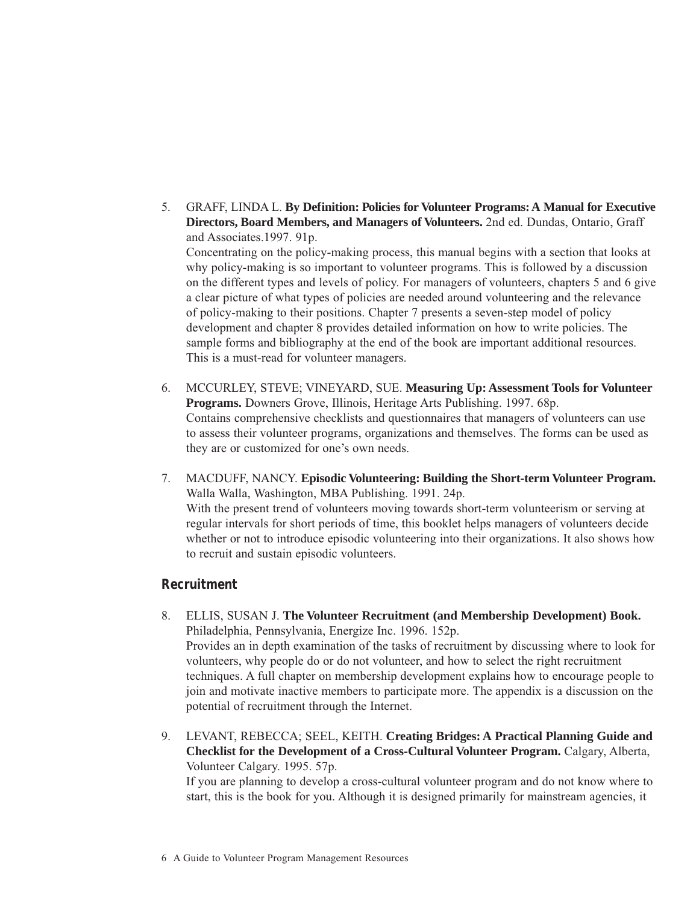5. GRAFF, LINDA L. **By Definition: Policies for Volunteer Programs: A Manual for Executive Directors, Board Members, and Managers of Volunteers.** 2nd ed. Dundas, Ontario, Graff and Associates.1997. 91p.
   Concentrating on the policy-making process, this manual begins with a section that looks at why policy-making is so important to volunteer programs. This is followed by a discussion on the different types and levels of policy. For managers of volunteers, chapters 5 and 6 give a clear picture of what types of policies are needed around volunteering and the relevance of policy-making to their positions. Chapter 7 presents a seven-step model of policy development and chapter 8 provides detailed information on how to write policies. The sample forms and bibliography at the end of the book are important additional resources. This is a must-read for volunteer managers.

6. MCCURLEY, STEVE; VINEYARD, SUE. **Measuring Up: Assessment Tools for Volunteer Programs.** Downers Grove, Illinois, Heritage Arts Publishing. 1997. 68p.
   Contains comprehensive checklists and questionnaires that managers of volunteers can use to assess their volunteer programs, organizations and themselves. The forms can be used as they are or customized for one's own needs.

7. MACDUFF, NANCY. **Episodic Volunteering: Building the Short-term Volunteer Program.** Walla Walla, Washington, MBA Publishing. 1991. 24p.
   With the present trend of volunteers moving towards short-term volunteerism or serving at regular intervals for short periods of time, this booklet helps managers of volunteers decide whether or not to introduce episodic volunteering into their organizations. It also shows how to recruit and sustain episodic volunteers.

## Recruitment

8. ELLIS, SUSAN J. **The Volunteer Recruitment (and Membership Development) Book.** Philadelphia, Pennsylvania, Energize Inc. 1996. 152p.
   Provides an in depth examination of the tasks of recruitment by discussing where to look for volunteers, why people do or do not volunteer, and how to select the right recruitment techniques. A full chapter on membership development explains how to encourage people to join and motivate inactive members to participate more. The appendix is a discussion on the potential of recruitment through the Internet.

9. LEVANT, REBECCA; SEEL, KEITH. **Creating Bridges: A Practical Planning Guide and Checklist for the Development of a Cross-Cultural Volunteer Program.** Calgary, Alberta, Volunteer Calgary. 1995. 57p.
   If you are planning to develop a cross-cultural volunteer program and do not know where to start, this is the book for you. Although it is designed primarily for mainstream agencies, it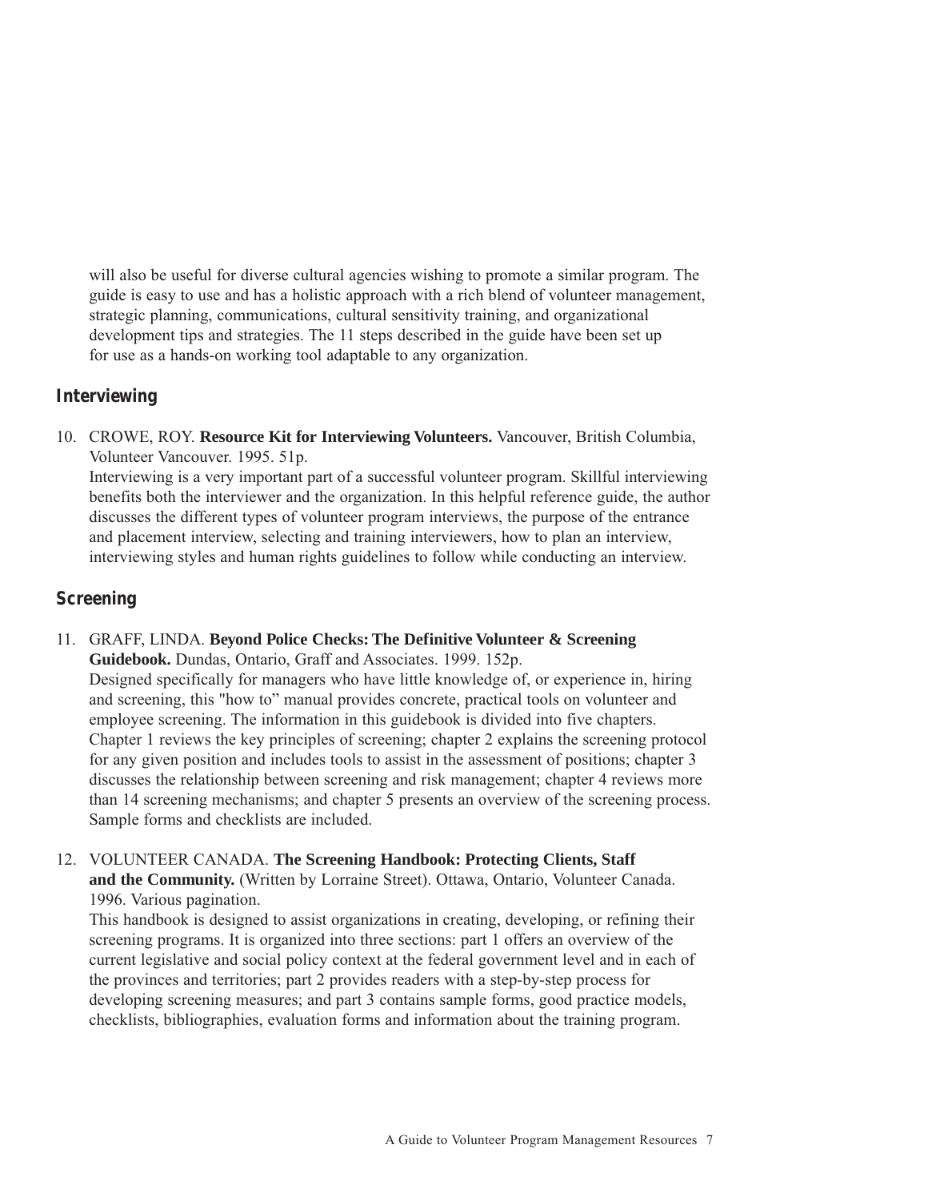will also be useful for diverse cultural agencies wishing to promote a similar program. The guide is easy to use and has a holistic approach with a rich blend of volunteer management, strategic planning, communications, cultural sensitivity training, and organizational development tips and strategies. The 11 steps described in the guide have been set up for use as a hands-on working tool adaptable to any organization.

## Interviewing

10. CROWE, ROY. **Resource Kit for Interviewing Volunteers.** Vancouver, British Columbia, Volunteer Vancouver. 1995. 51p.
    Interviewing is a very important part of a successful volunteer program. Skillful interviewing benefits both the interviewer and the organization. In this helpful reference guide, the author discusses the different types of volunteer program interviews, the purpose of the entrance and placement interview, selecting and training interviewers, how to plan an interview, interviewing styles and human rights guidelines to follow while conducting an interview.

## Screening

11. GRAFF, LINDA. **Beyond Police Checks: The Definitive Volunteer & Screening Guidebook.** Dundas, Ontario, Graff and Associates. 1999. 152p.
    Designed specifically for managers who have little knowledge of, or experience in, hiring and screening, this "how to" manual provides concrete, practical tools on volunteer and employee screening. The information in this guidebook is divided into five chapters. Chapter 1 reviews the key principles of screening; chapter 2 explains the screening protocol for any given position and includes tools to assist in the assessment of positions; chapter 3 discusses the relationship between screening and risk management; chapter 4 reviews more than 14 screening mechanisms; and chapter 5 presents an overview of the screening process. Sample forms and checklists are included.

12. VOLUNTEER CANADA. **The Screening Handbook: Protecting Clients, Staff and the Community.** (Written by Lorraine Street). Ottawa, Ontario, Volunteer Canada. 1996. Various pagination.
    This handbook is designed to assist organizations in creating, developing, or refining their screening programs. It is organized into three sections: part 1 offers an overview of the current legislative and social policy context at the federal government level and in each of the provinces and territories; part 2 provides readers with a step-by-step process for developing screening measures; and part 3 contains sample forms, good practice models, checklists, bibliographies, evaluation forms and information about the training program.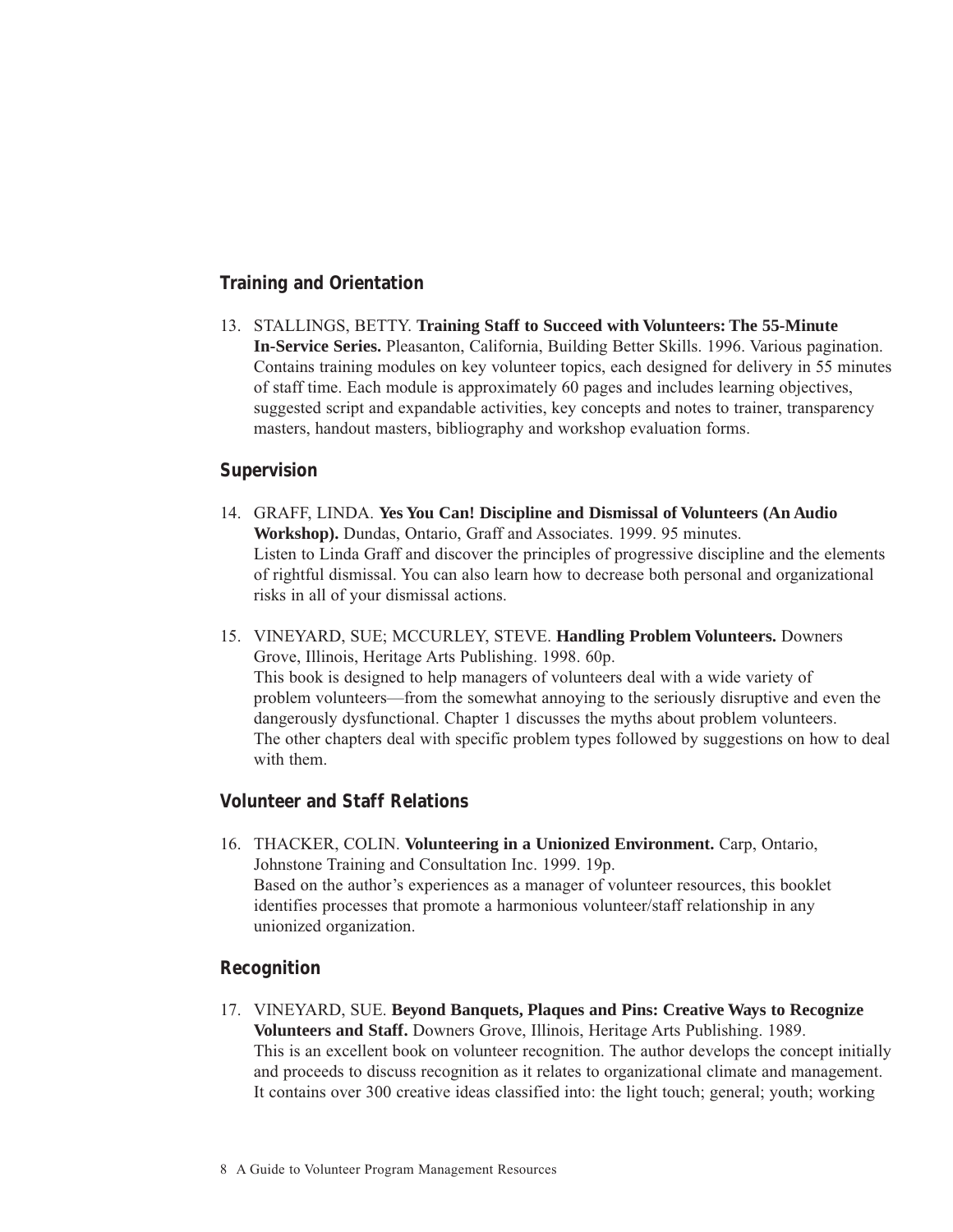## Training and Orientation

13. STALLINGS, BETTY. **Training Staff to Succeed with Volunteers: The 55-Minute In-Service Series.** Pleasanton, California, Building Better Skills. 1996. Various pagination. Contains training modules on key volunteer topics, each designed for delivery in 55 minutes of staff time. Each module is approximately 60 pages and includes learning objectives, suggested script and expandable activities, key concepts and notes to trainer, transparency masters, handout masters, bibliography and workshop evaluation forms.

## Supervision

14. GRAFF, LINDA. **Yes You Can! Discipline and Dismissal of Volunteers (An Audio Workshop).** Dundas, Ontario, Graff and Associates. 1999. 95 minutes.
    Listen to Linda Graff and discover the principles of progressive discipline and the elements of rightful dismissal. You can also learn how to decrease both personal and organizational risks in all of your dismissal actions.

15. VINEYARD, SUE; MCCURLEY, STEVE. **Handling Problem Volunteers.** Downers Grove, Illinois, Heritage Arts Publishing. 1998. 60p.
    This book is designed to help managers of volunteers deal with a wide variety of problem volunteers—from the somewhat annoying to the seriously disruptive and even the dangerously dysfunctional. Chapter 1 discusses the myths about problem volunteers. The other chapters deal with specific problem types followed by suggestions on how to deal with them.

## Volunteer and Staff Relations

16. THACKER, COLIN. **Volunteering in a Unionized Environment.** Carp, Ontario, Johnstone Training and Consultation Inc. 1999. 19p.
    Based on the author's experiences as a manager of volunteer resources, this booklet identifies processes that promote a harmonious volunteer/staff relationship in any unionized organization.

## Recognition

17. VINEYARD, SUE. **Beyond Banquets, Plaques and Pins: Creative Ways to Recognize Volunteers and Staff.** Downers Grove, Illinois, Heritage Arts Publishing. 1989.
    This is an excellent book on volunteer recognition. The author develops the concept initially and proceeds to discuss recognition as it relates to organizational climate and management. It contains over 300 creative ideas classified into: the light touch; general; youth; working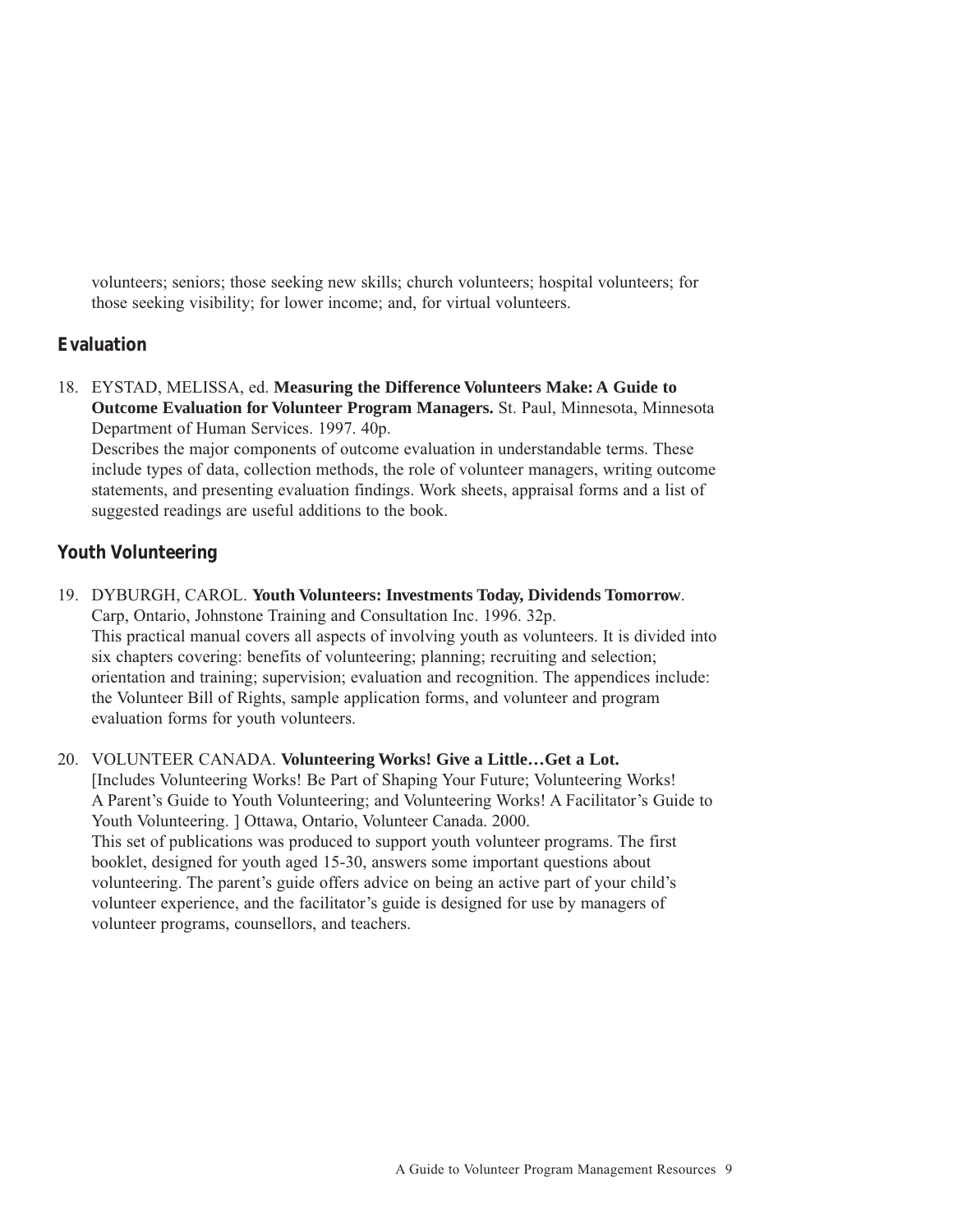volunteers; seniors; those seeking new skills; church volunteers; hospital volunteers; for those seeking visibility; for lower income; and, for virtual volunteers.

## Evaluation

18. EYSTAD, MELISSA, ed. **Measuring the Difference Volunteers Make: A Guide to Outcome Evaluation for Volunteer Program Managers.** St. Paul, Minnesota, Minnesota Department of Human Services. 1997. 40p.
    Describes the major components of outcome evaluation in understandable terms. These include types of data, collection methods, the role of volunteer managers, writing outcome statements, and presenting evaluation findings. Work sheets, appraisal forms and a list of suggested readings are useful additions to the book.

## Youth Volunteering

19. DYBURGH, CAROL. **Youth Volunteers: Investments Today, Dividends Tomorrow**. Carp, Ontario, Johnstone Training and Consultation Inc. 1996. 32p.
    This practical manual covers all aspects of involving youth as volunteers. It is divided into six chapters covering: benefits of volunteering; planning; recruiting and selection; orientation and training; supervision; evaluation and recognition. The appendices include: the Volunteer Bill of Rights, sample application forms, and volunteer and program evaluation forms for youth volunteers.

20. VOLUNTEER CANADA. **Volunteering Works! Give a Little…Get a Lot.** [Includes Volunteering Works! Be Part of Shaping Your Future; Volunteering Works! A Parent's Guide to Youth Volunteering; and Volunteering Works! A Facilitator's Guide to Youth Volunteering. ] Ottawa, Ontario, Volunteer Canada. 2000.
    This set of publications was produced to support youth volunteer programs. The first booklet, designed for youth aged 15-30, answers some important questions about volunteering. The parent's guide offers advice on being an active part of your child's volunteer experience, and the facilitator's guide is designed for use by managers of volunteer programs, counsellors, and teachers.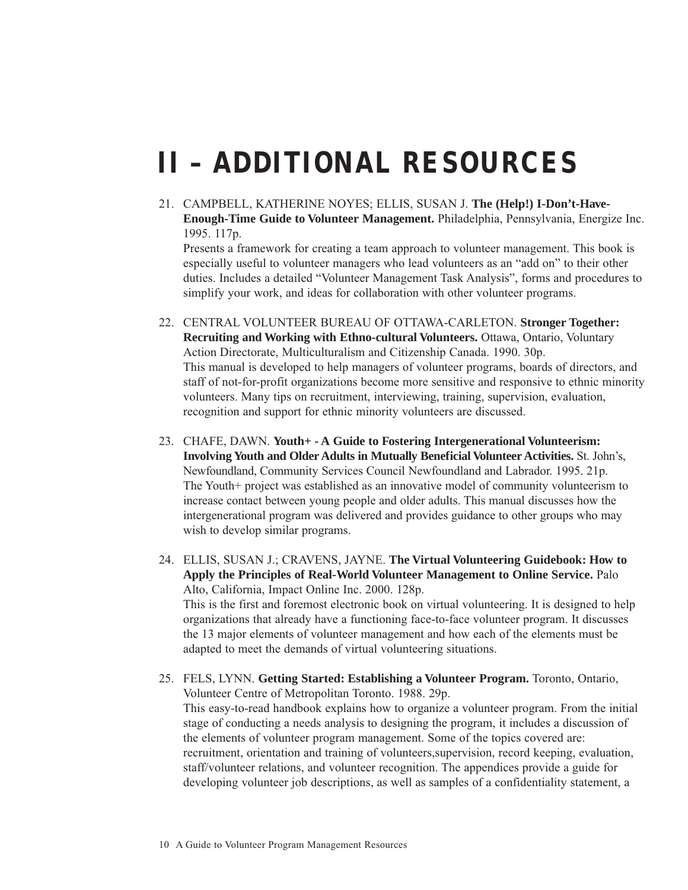# II – ADDITIONAL RESOURCES

21. CAMPBELL, KATHERINE NOYES; ELLIS, SUSAN J. **The (Help!) I-Don't-Have-Enough-Time Guide to Volunteer Management.** Philadelphia, Pennsylvania, Energize Inc. 1995. 117p.
    Presents a framework for creating a team approach to volunteer management. This book is especially useful to volunteer managers who lead volunteers as an "add on" to their other duties. Includes a detailed "Volunteer Management Task Analysis", forms and procedures to simplify your work, and ideas for collaboration with other volunteer programs.

22. CENTRAL VOLUNTEER BUREAU OF OTTAWA-CARLETON. **Stronger Together: Recruiting and Working with Ethno-cultural Volunteers.** Ottawa, Ontario, Voluntary Action Directorate, Multiculturalism and Citizenship Canada. 1990. 30p.
    This manual is developed to help managers of volunteer programs, boards of directors, and staff of not-for-profit organizations become more sensitive and responsive to ethnic minority volunteers. Many tips on recruitment, interviewing, training, supervision, evaluation, recognition and support for ethnic minority volunteers are discussed.

23. CHAFE, DAWN. **Youth+ - A Guide to Fostering Intergenerational Volunteerism: Involving Youth and Older Adults in Mutually Beneficial Volunteer Activities.** St. John's, Newfoundland, Community Services Council Newfoundland and Labrador. 1995. 21p.
    The Youth+ project was established as an innovative model of community volunteerism to increase contact between young people and older adults. This manual discusses how the intergenerational program was delivered and provides guidance to other groups who may wish to develop similar programs.

24. ELLIS, SUSAN J.; CRAVENS, JAYNE. **The Virtual Volunteering Guidebook: How to Apply the Principles of Real-World Volunteer Management to Online Service.** Palo Alto, California, Impact Online Inc. 2000. 128p.
    This is the first and foremost electronic book on virtual volunteering. It is designed to help organizations that already have a functioning face-to-face volunteer program. It discusses the 13 major elements of volunteer management and how each of the elements must be adapted to meet the demands of virtual volunteering situations.

25. FELS, LYNN. **Getting Started: Establishing a Volunteer Program.** Toronto, Ontario, Volunteer Centre of Metropolitan Toronto. 1988. 29p.
    This easy-to-read handbook explains how to organize a volunteer program. From the initial stage of conducting a needs analysis to designing the program, it includes a discussion of the elements of volunteer program management. Some of the topics covered are: recruitment, orientation and training of volunteers,supervision, record keeping, evaluation, staff/volunteer relations, and volunteer recognition. The appendices provide a guide for developing volunteer job descriptions, as well as samples of a confidentiality statement, a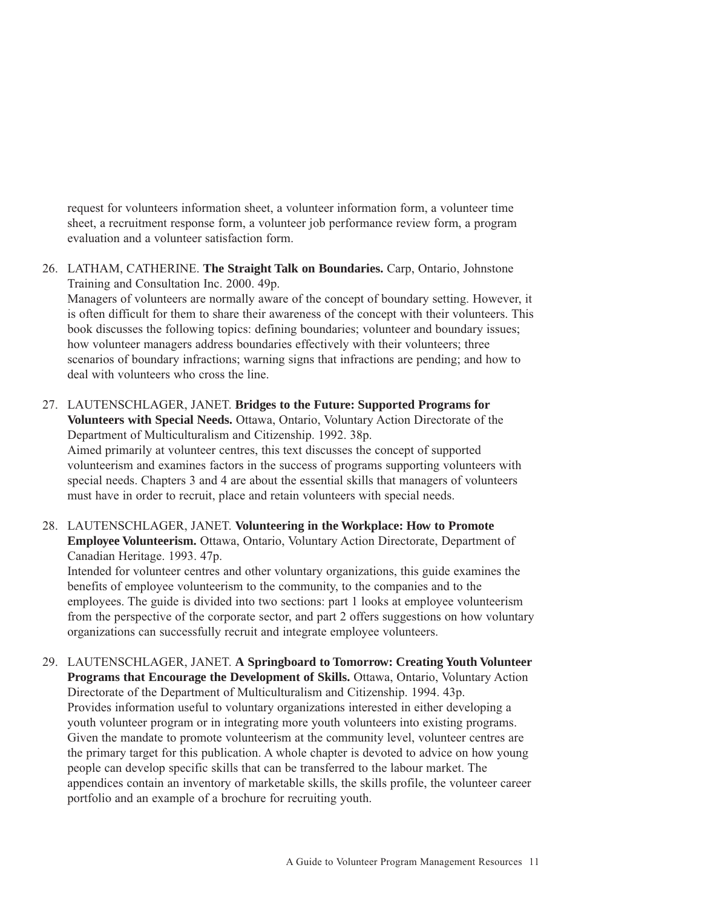request for volunteers information sheet, a volunteer information form, a volunteer time sheet, a recruitment response form, a volunteer job performance review form, a program evaluation and a volunteer satisfaction form.

26. LATHAM, CATHERINE. **The Straight Talk on Boundaries.** Carp, Ontario, Johnstone Training and Consultation Inc. 2000. 49p.
    Managers of volunteers are normally aware of the concept of boundary setting. However, it is often difficult for them to share their awareness of the concept with their volunteers. This book discusses the following topics: defining boundaries; volunteer and boundary issues; how volunteer managers address boundaries effectively with their volunteers; three scenarios of boundary infractions; warning signs that infractions are pending; and how to deal with volunteers who cross the line.

27. LAUTENSCHLAGER, JANET. **Bridges to the Future: Supported Programs for Volunteers with Special Needs.** Ottawa, Ontario, Voluntary Action Directorate of the Department of Multiculturalism and Citizenship. 1992. 38p.
    Aimed primarily at volunteer centres, this text discusses the concept of supported volunteerism and examines factors in the success of programs supporting volunteers with special needs. Chapters 3 and 4 are about the essential skills that managers of volunteers must have in order to recruit, place and retain volunteers with special needs.

28. LAUTENSCHLAGER, JANET. **Volunteering in the Workplace: How to Promote Employee Volunteerism.** Ottawa, Ontario, Voluntary Action Directorate, Department of Canadian Heritage. 1993. 47p.
    Intended for volunteer centres and other voluntary organizations, this guide examines the benefits of employee volunteerism to the community, to the companies and to the employees. The guide is divided into two sections: part 1 looks at employee volunteerism from the perspective of the corporate sector, and part 2 offers suggestions on how voluntary organizations can successfully recruit and integrate employee volunteers.

29. LAUTENSCHLAGER, JANET. **A Springboard to Tomorrow: Creating Youth Volunteer Programs that Encourage the Development of Skills.** Ottawa, Ontario, Voluntary Action Directorate of the Department of Multiculturalism and Citizenship. 1994. 43p.
    Provides information useful to voluntary organizations interested in either developing a youth volunteer program or in integrating more youth volunteers into existing programs. Given the mandate to promote volunteerism at the community level, volunteer centres are the primary target for this publication. A whole chapter is devoted to advice on how young people can develop specific skills that can be transferred to the labour market. The appendices contain an inventory of marketable skills, the skills profile, the volunteer career portfolio and an example of a brochure for recruiting youth.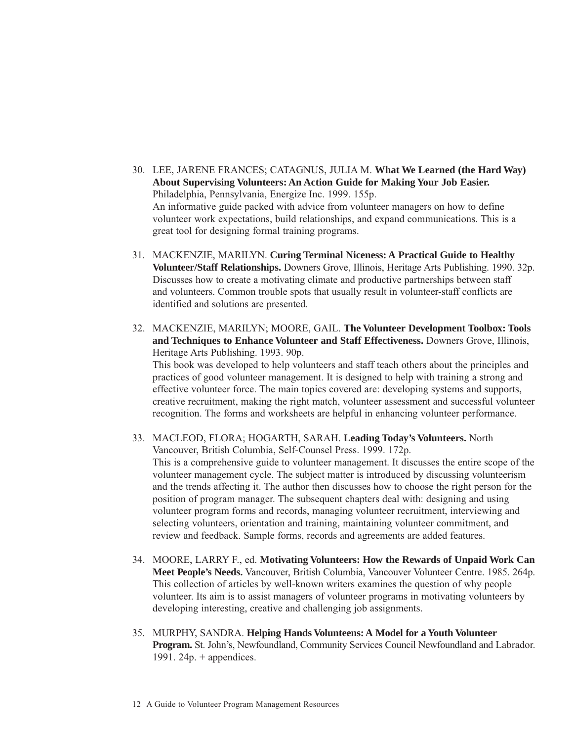30. LEE, JARENE FRANCES; CATAGNUS, JULIA M. **What We Learned (the Hard Way) About Supervising Volunteers: An Action Guide for Making Your Job Easier.** Philadelphia, Pennsylvania, Energize Inc. 1999. 155p.
    An informative guide packed with advice from volunteer managers on how to define volunteer work expectations, build relationships, and expand communications. This is a great tool for designing formal training programs.

31. MACKENZIE, MARILYN. **Curing Terminal Niceness: A Practical Guide to Healthy Volunteer/Staff Relationships.** Downers Grove, Illinois, Heritage Arts Publishing. 1990. 32p.
    Discusses how to create a motivating climate and productive partnerships between staff and volunteers. Common trouble spots that usually result in volunteer-staff conflicts are identified and solutions are presented.

32. MACKENZIE, MARILYN; MOORE, GAIL. **The Volunteer Development Toolbox: Tools and Techniques to Enhance Volunteer and Staff Effectiveness.** Downers Grove, Illinois, Heritage Arts Publishing. 1993. 90p.
    This book was developed to help volunteers and staff teach others about the principles and practices of good volunteer management. It is designed to help with training a strong and effective volunteer force. The main topics covered are: developing systems and supports, creative recruitment, making the right match, volunteer assessment and successful volunteer recognition. The forms and worksheets are helpful in enhancing volunteer performance.

33. MACLEOD, FLORA; HOGARTH, SARAH. **Leading Today's Volunteers.** North Vancouver, British Columbia, Self-Counsel Press. 1999. 172p.
    This is a comprehensive guide to volunteer management. It discusses the entire scope of the volunteer management cycle. The subject matter is introduced by discussing volunteerism and the trends affecting it. The author then discusses how to choose the right person for the position of program manager. The subsequent chapters deal with: designing and using volunteer program forms and records, managing volunteer recruitment, interviewing and selecting volunteers, orientation and training, maintaining volunteer commitment, and review and feedback. Sample forms, records and agreements are added features.

34. MOORE, LARRY F., ed. **Motivating Volunteers: How the Rewards of Unpaid Work Can Meet People's Needs.** Vancouver, British Columbia, Vancouver Volunteer Centre. 1985. 264p.
    This collection of articles by well-known writers examines the question of why people volunteer. Its aim is to assist managers of volunteer programs in motivating volunteers by developing interesting, creative and challenging job assignments.

35. MURPHY, SANDRA. **Helping Hands Volunteens: A Model for a Youth Volunteer Program.** St. John's, Newfoundland, Community Services Council Newfoundland and Labrador. 1991. 24p. + appendices.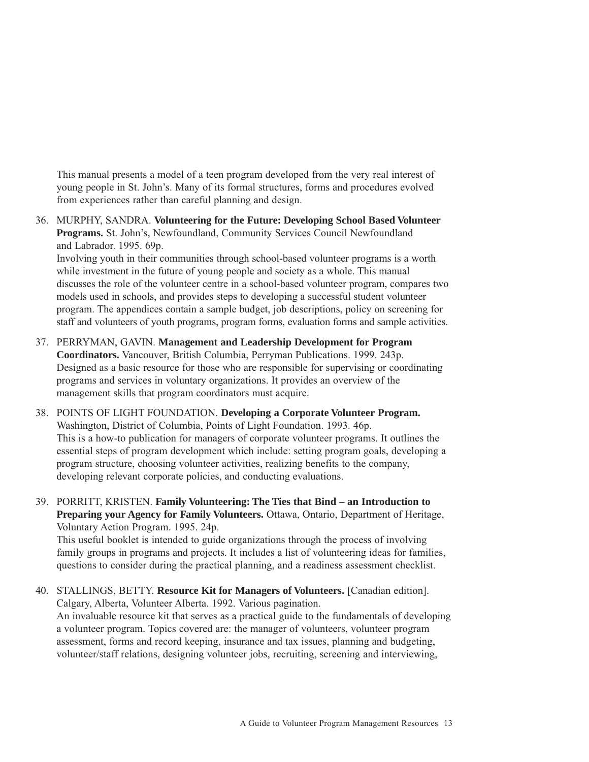This manual presents a model of a teen program developed from the very real interest of young people in St. John's. Many of its formal structures, forms and procedures evolved from experiences rather than careful planning and design.

36. MURPHY, SANDRA. **Volunteering for the Future: Developing School Based Volunteer Programs.** St. John's, Newfoundland, Community Services Council Newfoundland and Labrador. 1995. 69p.
Involving youth in their communities through school-based volunteer programs is a worth while investment in the future of young people and society as a whole. This manual discusses the role of the volunteer centre in a school-based volunteer program, compares two models used in schools, and provides steps to developing a successful student volunteer program. The appendices contain a sample budget, job descriptions, policy on screening for staff and volunteers of youth programs, program forms, evaluation forms and sample activities.

37. PERRYMAN, GAVIN. **Management and Leadership Development for Program Coordinators.** Vancouver, British Columbia, Perryman Publications. 1999. 243p.
Designed as a basic resource for those who are responsible for supervising or coordinating programs and services in voluntary organizations. It provides an overview of the management skills that program coordinators must acquire.

38. POINTS OF LIGHT FOUNDATION. **Developing a Corporate Volunteer Program.** Washington, District of Columbia, Points of Light Foundation. 1993. 46p.
This is a how-to publication for managers of corporate volunteer programs. It outlines the essential steps of program development which include: setting program goals, developing a program structure, choosing volunteer activities, realizing benefits to the company, developing relevant corporate policies, and conducting evaluations.

39. PORRITT, KRISTEN. **Family Volunteering: The Ties that Bind – an Introduction to Preparing your Agency for Family Volunteers.** Ottawa, Ontario, Department of Heritage, Voluntary Action Program. 1995. 24p.
This useful booklet is intended to guide organizations through the process of involving family groups in programs and projects. It includes a list of volunteering ideas for families, questions to consider during the practical planning, and a readiness assessment checklist.

40. STALLINGS, BETTY. **Resource Kit for Managers of Volunteers.** [Canadian edition]. Calgary, Alberta, Volunteer Alberta. 1992. Various pagination.
An invaluable resource kit that serves as a practical guide to the fundamentals of developing a volunteer program. Topics covered are: the manager of volunteers, volunteer program assessment, forms and record keeping, insurance and tax issues, planning and budgeting, volunteer/staff relations, designing volunteer jobs, recruiting, screening and interviewing,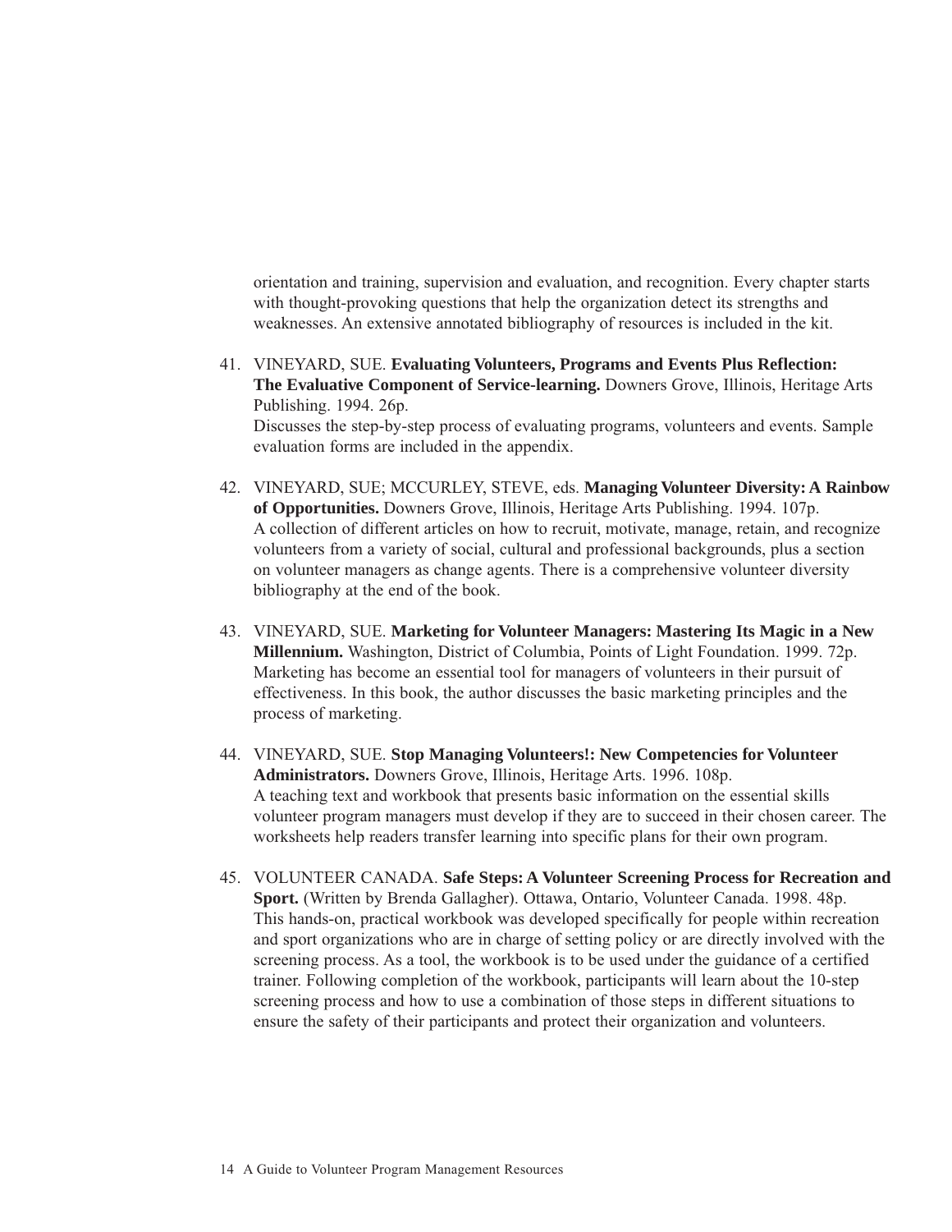orientation and training, supervision and evaluation, and recognition. Every chapter starts with thought-provoking questions that help the organization detect its strengths and weaknesses. An extensive annotated bibliography of resources is included in the kit.

41. VINEYARD, SUE. **Evaluating Volunteers, Programs and Events Plus Reflection: The Evaluative Component of Service-learning.** Downers Grove, Illinois, Heritage Arts Publishing. 1994. 26p.
    Discusses the step-by-step process of evaluating programs, volunteers and events. Sample evaluation forms are included in the appendix.

42. VINEYARD, SUE; MCCURLEY, STEVE, eds. **Managing Volunteer Diversity: A Rainbow of Opportunities.** Downers Grove, Illinois, Heritage Arts Publishing. 1994. 107p.
    A collection of different articles on how to recruit, motivate, manage, retain, and recognize volunteers from a variety of social, cultural and professional backgrounds, plus a section on volunteer managers as change agents. There is a comprehensive volunteer diversity bibliography at the end of the book.

43. VINEYARD, SUE. **Marketing for Volunteer Managers: Mastering Its Magic in a New Millennium.** Washington, District of Columbia, Points of Light Foundation. 1999. 72p.
    Marketing has become an essential tool for managers of volunteers in their pursuit of effectiveness. In this book, the author discusses the basic marketing principles and the process of marketing.

44. VINEYARD, SUE. **Stop Managing Volunteers!: New Competencies for Volunteer Administrators.** Downers Grove, Illinois, Heritage Arts. 1996. 108p.
    A teaching text and workbook that presents basic information on the essential skills volunteer program managers must develop if they are to succeed in their chosen career. The worksheets help readers transfer learning into specific plans for their own program.

45. VOLUNTEER CANADA. **Safe Steps: A Volunteer Screening Process for Recreation and Sport.** (Written by Brenda Gallagher). Ottawa, Ontario, Volunteer Canada. 1998. 48p.
    This hands-on, practical workbook was developed specifically for people within recreation and sport organizations who are in charge of setting policy or are directly involved with the screening process. As a tool, the workbook is to be used under the guidance of a certified trainer. Following completion of the workbook, participants will learn about the 10-step screening process and how to use a combination of those steps in different situations to ensure the safety of their participants and protect their organization and volunteers.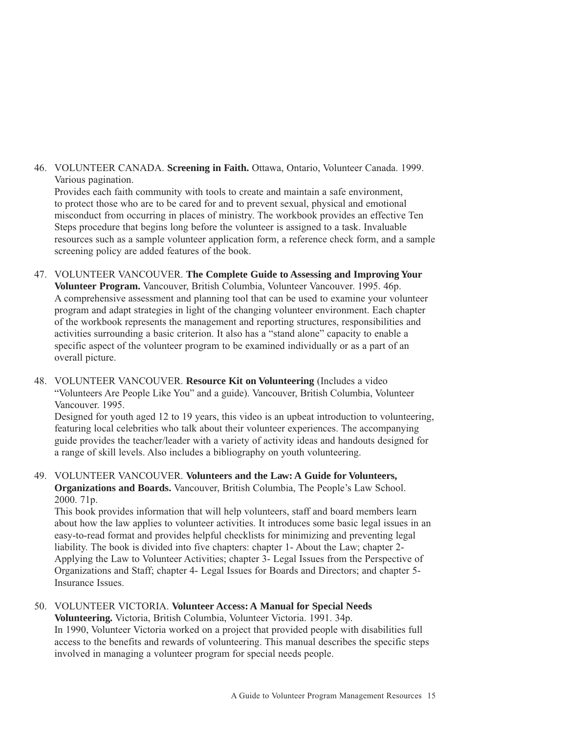46. VOLUNTEER CANADA. **Screening in Faith.** Ottawa, Ontario, Volunteer Canada. 1999. Various pagination.
Provides each faith community with tools to create and maintain a safe environment, to protect those who are to be cared for and to prevent sexual, physical and emotional misconduct from occurring in places of ministry. The workbook provides an effective Ten Steps procedure that begins long before the volunteer is assigned to a task. Invaluable resources such as a sample volunteer application form, a reference check form, and a sample screening policy are added features of the book.

47. VOLUNTEER VANCOUVER. **The Complete Guide to Assessing and Improving Your Volunteer Program.** Vancouver, British Columbia, Volunteer Vancouver. 1995. 46p.
A comprehensive assessment and planning tool that can be used to examine your volunteer program and adapt strategies in light of the changing volunteer environment. Each chapter of the workbook represents the management and reporting structures, responsibilities and activities surrounding a basic criterion. It also has a "stand alone" capacity to enable a specific aspect of the volunteer program to be examined individually or as a part of an overall picture.

48. VOLUNTEER VANCOUVER. **Resource Kit on Volunteering** (Includes a video "Volunteers Are People Like You" and a guide). Vancouver, British Columbia, Volunteer Vancouver. 1995.
Designed for youth aged 12 to 19 years, this video is an upbeat introduction to volunteering, featuring local celebrities who talk about their volunteer experiences. The accompanying guide provides the teacher/leader with a variety of activity ideas and handouts designed for a range of skill levels. Also includes a bibliography on youth volunteering.

49. VOLUNTEER VANCOUVER. **Volunteers and the Law: A Guide for Volunteers, Organizations and Boards.** Vancouver, British Columbia, The People's Law School. 2000. 71p.
This book provides information that will help volunteers, staff and board members learn about how the law applies to volunteer activities. It introduces some basic legal issues in an easy-to-read format and provides helpful checklists for minimizing and preventing legal liability. The book is divided into five chapters: chapter 1- About the Law; chapter 2- Applying the Law to Volunteer Activities; chapter 3- Legal Issues from the Perspective of Organizations and Staff; chapter 4- Legal Issues for Boards and Directors; and chapter 5- Insurance Issues.

50. VOLUNTEER VICTORIA. **Volunteer Access: A Manual for Special Needs Volunteering.** Victoria, British Columbia, Volunteer Victoria. 1991. 34p.
In 1990, Volunteer Victoria worked on a project that provided people with disabilities full access to the benefits and rewards of volunteering. This manual describes the specific steps involved in managing a volunteer program for special needs people.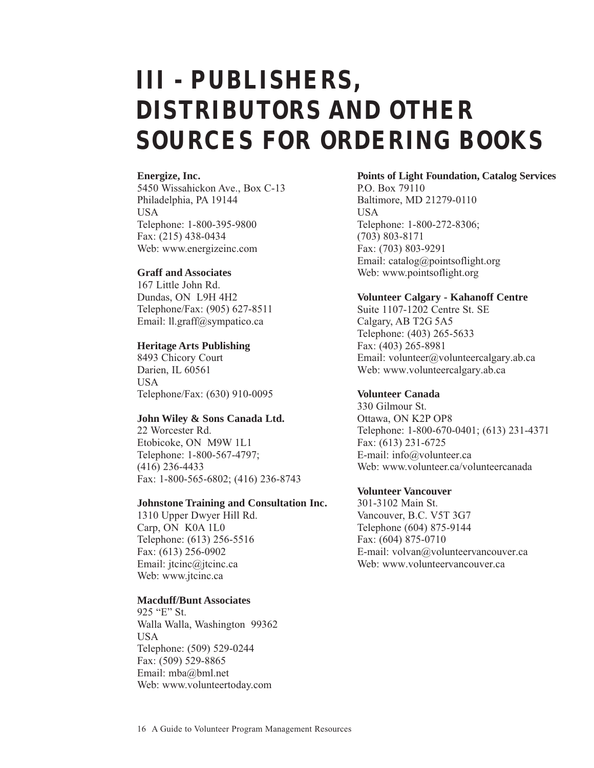// III - PUBLISHERS, DISTRIBUTORS AND OTHER SOURCES FOR ORDERING BOOKS

**Energize, Inc.**
5450 Wissahickon Ave., Box C-13
Philadelphia, PA 19144
USA
Telephone: 1-800-395-9800
Fax: (215) 438-0434
Web: www.energizeinc.com

**Graff and Associates**
167 Little John Rd.
Dundas, ON L9H 4H2
Telephone/Fax: (905) 627-8511
Email: ll.graff@sympatico.ca

**Heritage Arts Publishing**
8493 Chicory Court
Darien, IL 60561
USA
Telephone/Fax: (630) 910-0095

**John Wiley & Sons Canada Ltd.**
22 Worcester Rd.
Etobicoke, ON M9W 1L1
Telephone: 1-800-567-4797;
(416) 236-4433
Fax: 1-800-565-6802; (416) 236-8743

**Johnstone Training and Consultation Inc.**
1310 Upper Dwyer Hill Rd.
Carp, ON K0A 1L0
Telephone: (613) 256-5516
Fax: (613) 256-0902
Email: jtcinc@jtcinc.ca
Web: www.jtcinc.ca

**Macduff/Bunt Associates**
925 "E" St.
Walla Walla, Washington 99362
USA
Telephone: (509) 529-0244
Fax: (509) 529-8865
Email: mba@bml.net
Web: www.volunteertoday.com

**Points of Light Foundation, Catalog Services**
P.O. Box 79110
Baltimore, MD 21279-0110
USA
Telephone: 1-800-272-8306;
(703) 803-8171
Fax: (703) 803-9291
Email: catalog@pointsoflight.org
Web: www.pointsoflight.org

**Volunteer Calgary - Kahanoff Centre**
Suite 1107-1202 Centre St. SE
Calgary, AB T2G 5A5
Telephone: (403) 265-5633
Fax: (403) 265-8981
Email: volunteer@volunteercalgary.ab.ca
Web: www.volunteercalgary.ab.ca

**Volunteer Canada**
330 Gilmour St.
Ottawa, ON K2P OP8
Telephone: 1-800-670-0401; (613) 231-4371
Fax: (613) 231-6725
E-mail: info@volunteer.ca
Web: www.volunteer.ca/volunteercanada

**Volunteer Vancouver**
301-3102 Main St.
Vancouver, B.C. V5T 3G7
Telephone (604) 875-9144
Fax: (604) 875-0710
E-mail: volvan@volunteervancouver.ca
Web: www.volunteervancouver.ca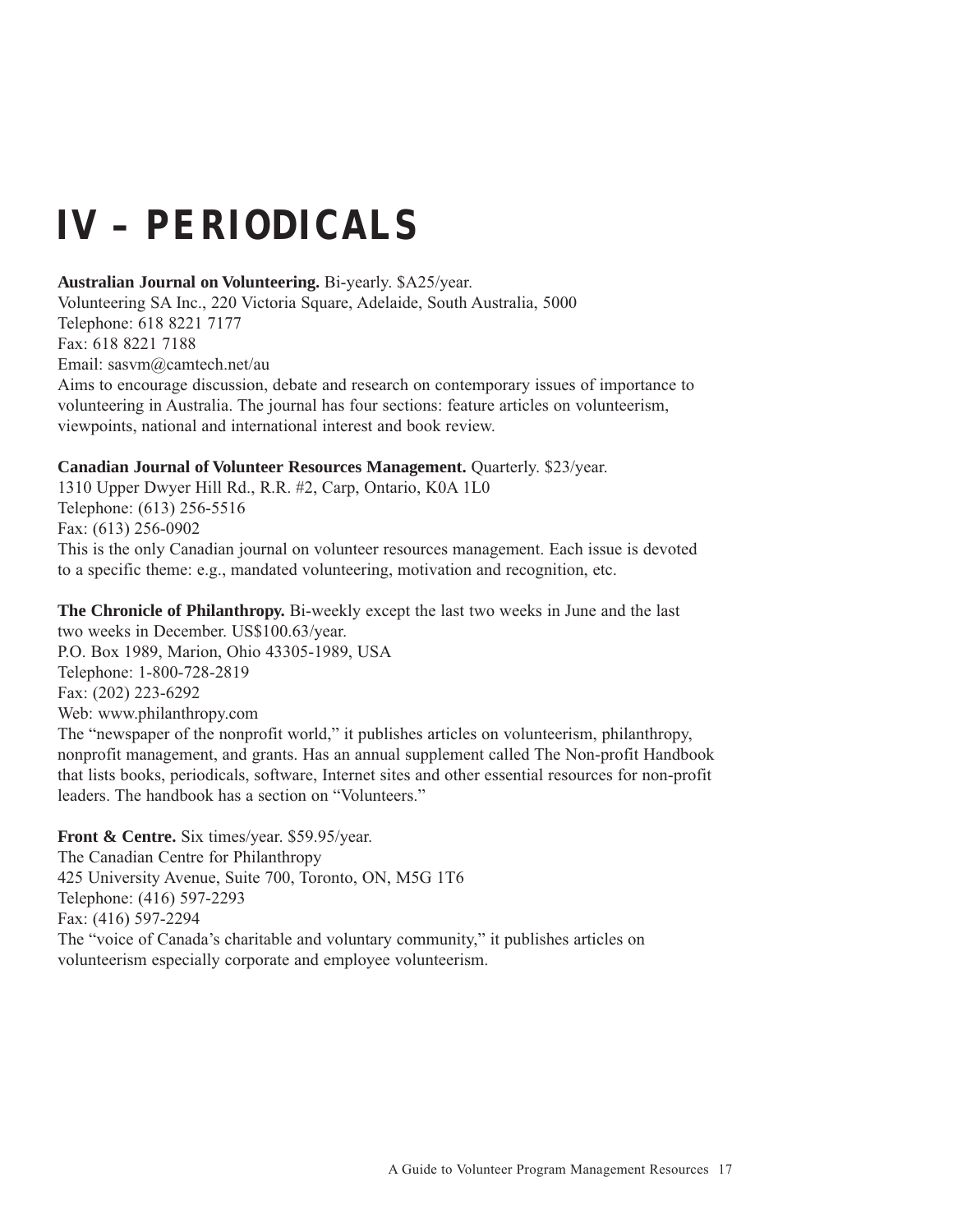# IV – PERIODICALS

**Australian Journal on Volunteering.** Bi-yearly. $A25/year.
Volunteering SA Inc., 220 Victoria Square, Adelaide, South Australia, 5000
Telephone: 618 8221 7177
Fax: 618 8221 7188
Email: sasvm@camtech.net/au
Aims to encourage discussion, debate and research on contemporary issues of importance to volunteering in Australia. The journal has four sections: feature articles on volunteerism, viewpoints, national and international interest and book review.

**Canadian Journal of Volunteer Resources Management.** Quarterly. $23/year.
1310 Upper Dwyer Hill Rd., R.R. #2, Carp, Ontario, K0A 1L0
Telephone: (613) 256-5516
Fax: (613) 256-0902
This is the only Canadian journal on volunteer resources management. Each issue is devoted to a specific theme: e.g., mandated volunteering, motivation and recognition, etc.

**The Chronicle of Philanthropy.** Bi-weekly except the last two weeks in June and the last two weeks in December. US$100.63/year.
P.O. Box 1989, Marion, Ohio 43305-1989, USA
Telephone: 1-800-728-2819
Fax: (202) 223-6292
Web: www.philanthropy.com
The "newspaper of the nonprofit world," it publishes articles on volunteerism, philanthropy, nonprofit management, and grants. Has an annual supplement called The Non-profit Handbook that lists books, periodicals, software, Internet sites and other essential resources for non-profit leaders. The handbook has a section on "Volunteers."

**Front & Centre.** Six times/year. $59.95/year.
The Canadian Centre for Philanthropy
425 University Avenue, Suite 700, Toronto, ON, M5G 1T6
Telephone: (416) 597-2293
Fax: (416) 597-2294
The "voice of Canada's charitable and voluntary community," it publishes articles on volunteerism especially corporate and employee volunteerism.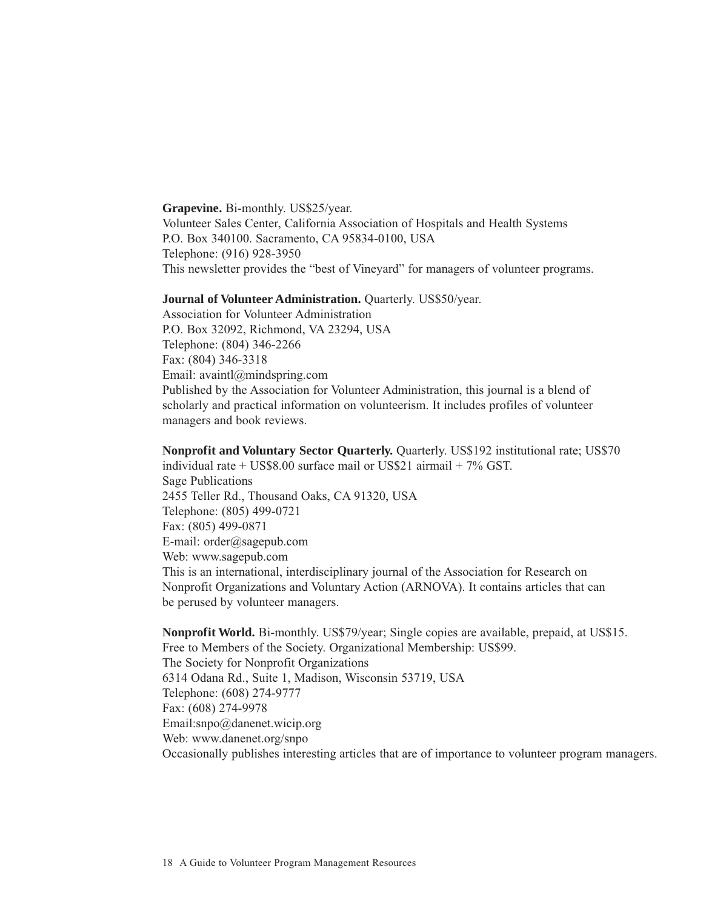**Grapevine.** Bi-monthly. US$25/year.
Volunteer Sales Center, California Association of Hospitals and Health Systems
P.O. Box 340100. Sacramento, CA 95834-0100, USA
Telephone: (916) 928-3950
This newsletter provides the "best of Vineyard" for managers of volunteer programs.

**Journal of Volunteer Administration.** Quarterly. US$50/year.
Association for Volunteer Administration
P.O. Box 32092, Richmond, VA 23294, USA
Telephone: (804) 346-2266
Fax: (804) 346-3318
Email: avaintl@mindspring.com
Published by the Association for Volunteer Administration, this journal is a blend of scholarly and practical information on volunteerism. It includes profiles of volunteer managers and book reviews.

**Nonprofit and Voluntary Sector Quarterly.** Quarterly. US$192 institutional rate; US$70 individual rate + US$8.00 surface mail or US$21 airmail + 7% GST.
Sage Publications
2455 Teller Rd., Thousand Oaks, CA 91320, USA
Telephone: (805) 499-0721
Fax: (805) 499-0871
E-mail: order@sagepub.com
Web: www.sagepub.com
This is an international, interdisciplinary journal of the Association for Research on Nonprofit Organizations and Voluntary Action (ARNOVA). It contains articles that can be perused by volunteer managers.

**Nonprofit World.** Bi-monthly. US$79/year; Single copies are available, prepaid, at US$15. Free to Members of the Society. Organizational Membership: US$99.
The Society for Nonprofit Organizations
6314 Odana Rd., Suite 1, Madison, Wisconsin 53719, USA
Telephone: (608) 274-9777
Fax: (608) 274-9978
Email:snpo@danenet.wicip.org
Web: www.danenet.org/snpo
Occasionally publishes interesting articles that are of importance to volunteer program managers.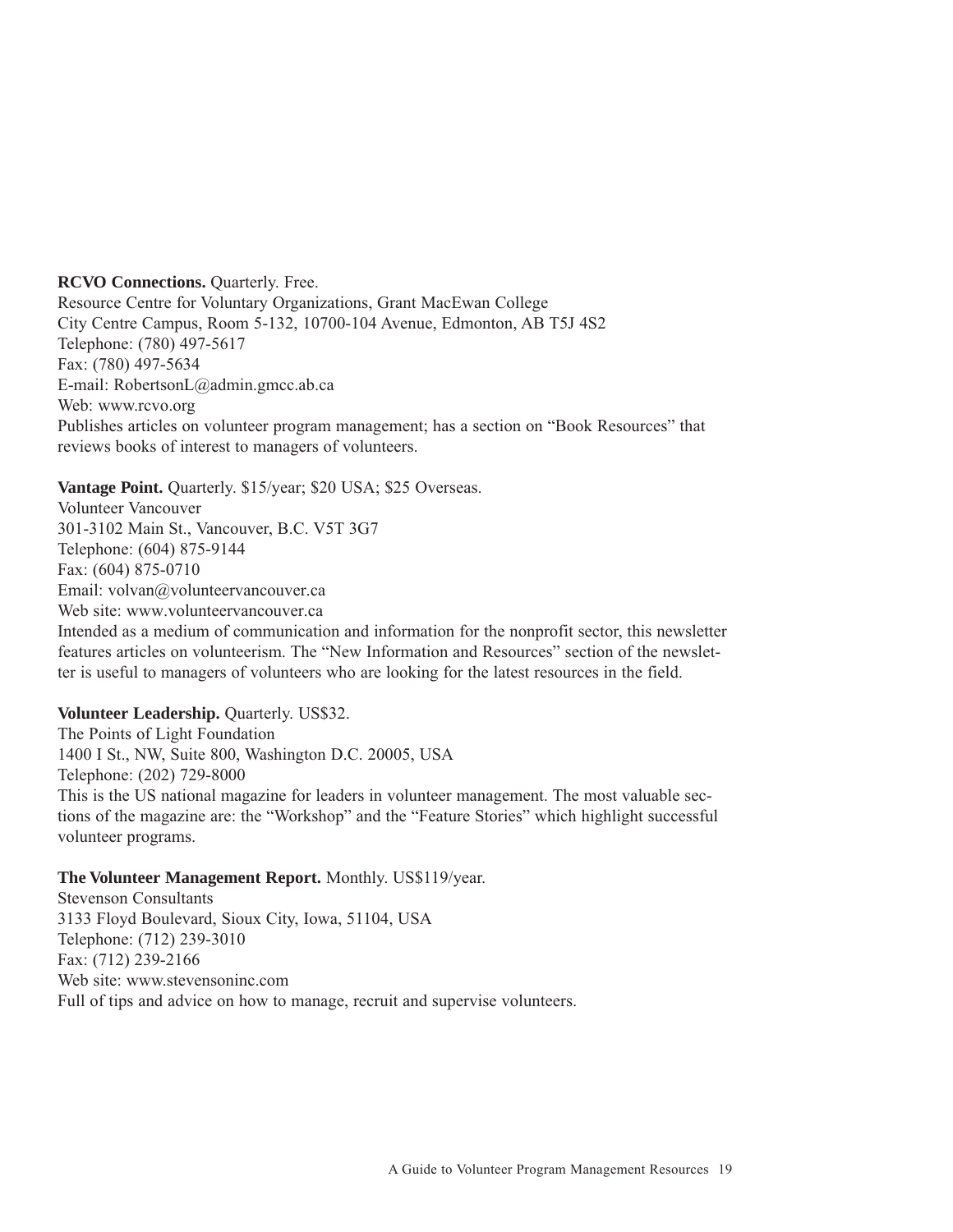**RCVO Connections.** Quarterly. Free.
Resource Centre for Voluntary Organizations, Grant MacEwan College
City Centre Campus, Room 5-132, 10700-104 Avenue, Edmonton, AB T5J 4S2
Telephone: (780) 497-5617
Fax: (780) 497-5634
E-mail: RobertsonL@admin.gmcc.ab.ca
Web: www.rcvo.org
Publishes articles on volunteer program management; has a section on "Book Resources" that reviews books of interest to managers of volunteers.

**Vantage Point.** Quarterly. $15/year; $20 USA; $25 Overseas.
Volunteer Vancouver
301-3102 Main St., Vancouver, B.C. V5T 3G7
Telephone: (604) 875-9144
Fax: (604) 875-0710
Email: volvan@volunteervancouver.ca
Web site: www.volunteervancouver.ca
Intended as a medium of communication and information for the nonprofit sector, this newsletter features articles on volunteerism. The "New Information and Resources" section of the newsletter is useful to managers of volunteers who are looking for the latest resources in the field.

**Volunteer Leadership.** Quarterly. US$32.
The Points of Light Foundation
1400 I St., NW, Suite 800, Washington D.C. 20005, USA
Telephone: (202) 729-8000
This is the US national magazine for leaders in volunteer management. The most valuable sections of the magazine are: the "Workshop" and the "Feature Stories" which highlight successful volunteer programs.

**The Volunteer Management Report.** Monthly. US$119/year.
Stevenson Consultants
3133 Floyd Boulevard, Sioux City, Iowa, 51104, USA
Telephone: (712) 239-3010
Fax: (712) 239-2166
Web site: www.stevensoninc.com
Full of tips and advice on how to manage, recruit and supervise volunteers.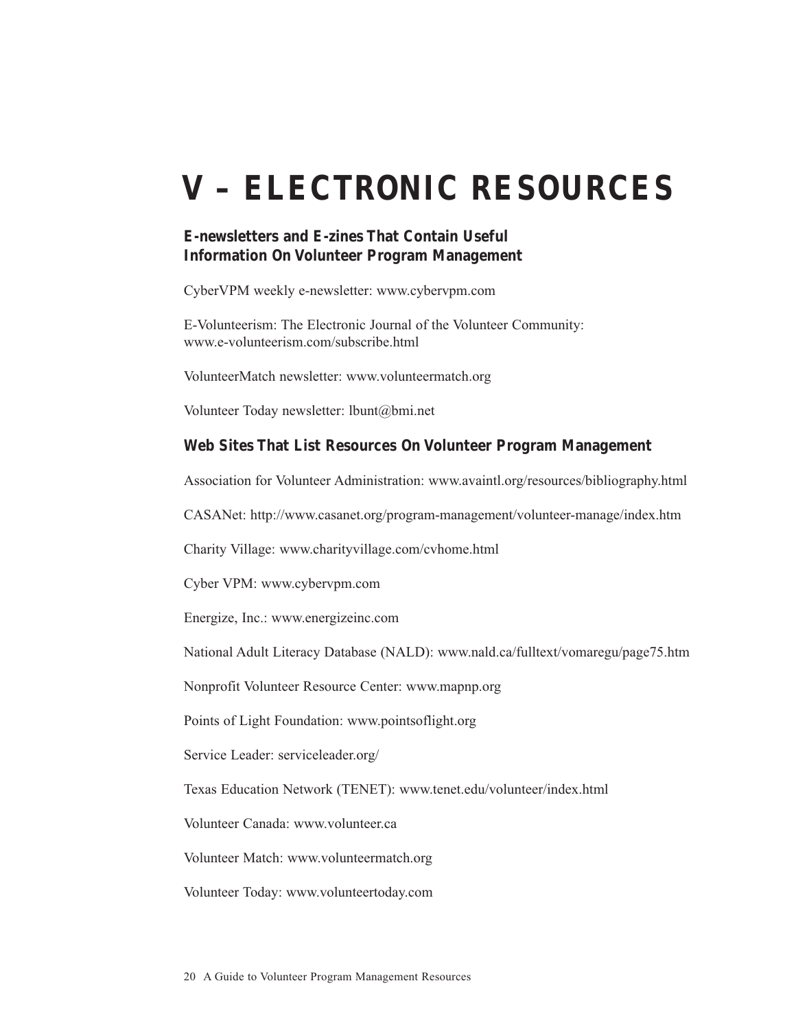# V – ELECTRONIC RESOURCES

## E-newsletters and E-zines That Contain Useful Information On Volunteer Program Management

CyberVPM weekly e-newsletter: www.cybervpm.com

E-Volunteerism: The Electronic Journal of the Volunteer Community: www.e-volunteerism.com/subscribe.html

VolunteerMatch newsletter: www.volunteermatch.org

Volunteer Today newsletter: lbunt@bmi.net

## Web Sites That List Resources On Volunteer Program Management

Association for Volunteer Administration: www.avaintl.org/resources/bibliography.html

CASANet: http://www.casanet.org/program-management/volunteer-manage/index.htm

Charity Village: www.charityvillage.com/cvhome.html

Cyber VPM: www.cybervpm.com

Energize, Inc.: www.energizeinc.com

National Adult Literacy Database (NALD): www.nald.ca/fulltext/vomaregu/page75.htm

Nonprofit Volunteer Resource Center: www.mapnp.org

Points of Light Foundation: www.pointsoflight.org

Service Leader: serviceleader.org/

Texas Education Network (TENET): www.tenet.edu/volunteer/index.html

Volunteer Canada: www.volunteer.ca

Volunteer Match: www.volunteermatch.org

Volunteer Today: www.volunteertoday.com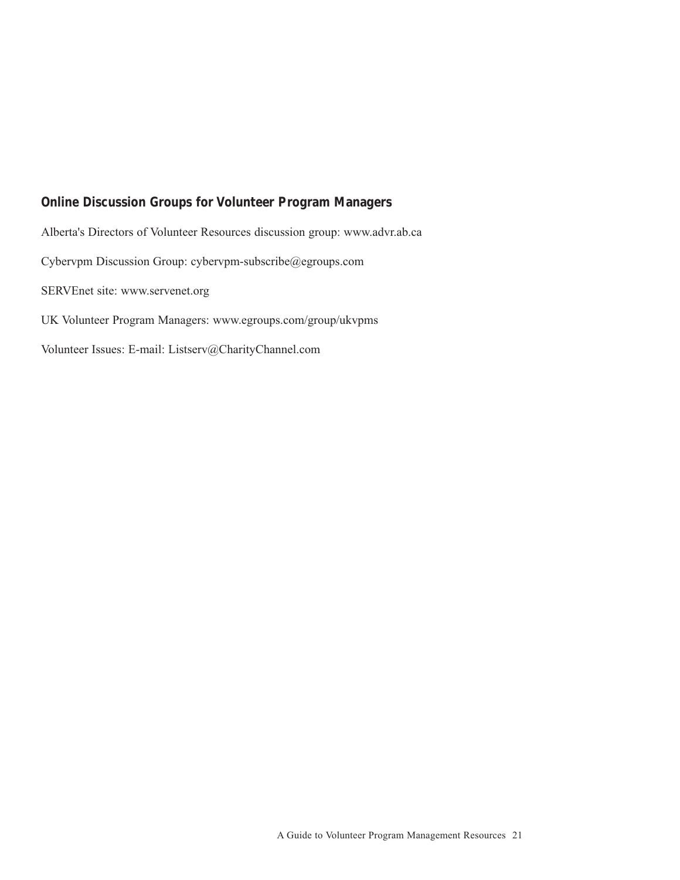## Online Discussion Groups for Volunteer Program Managers

Alberta's Directors of Volunteer Resources discussion group: www.advr.ab.ca

Cybervpm Discussion Group: cybervpm-subscribe@egroups.com

SERVEnet site: www.servenet.org

UK Volunteer Program Managers: www.egroups.com/group/ukvpms

Volunteer Issues: E-mail: Listserv@CharityChannel.com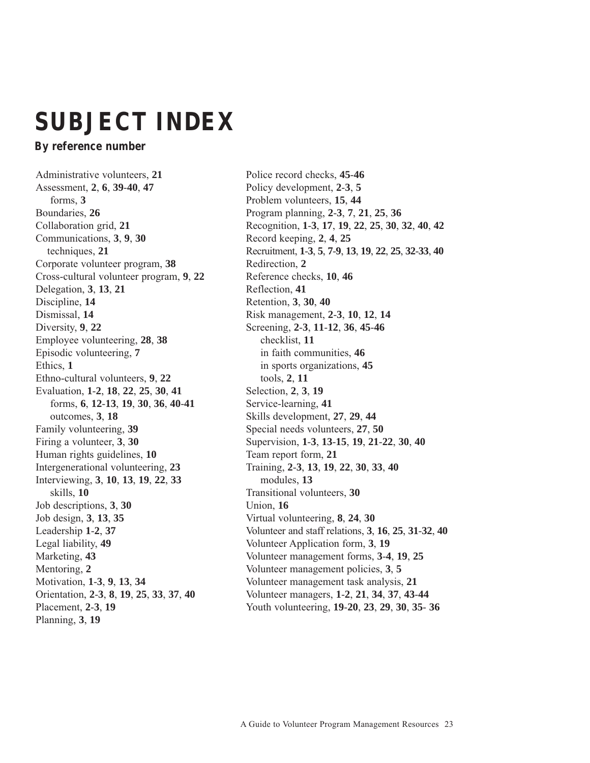# SUBJECT INDEX

**By reference number**

Administrative volunteers, **21**
Assessment, **2**, **6**, **39-40**, **47**
    forms, **3**
Boundaries, **26**
Collaboration grid, **21**
Communications, **3**, **9**, **30**
    techniques, **21**
Corporate volunteer program, **38**
Cross-cultural volunteer program, **9**, **22**
Delegation, **3**, **13**, **21**
Discipline, **14**
Dismissal, **14**
Diversity, **9**, **22**
Employee volunteering, **28**, **38**
Episodic volunteering, **7**
Ethics, **1**
Ethno-cultural volunteers, **9**, **22**
Evaluation, **1-2**, **18**, **22**, **25**, **30**, **41**
    forms, **6**, **12-13**, **19**, **30**, **36**, **40-41**
    outcomes, **3**, **18**
Family volunteering, **39**
Firing a volunteer, **3**, **30**
Human rights guidelines, **10**
Intergenerational volunteering, **23**
Interviewing, **3**, **10**, **13**, **19**, **22**, **33**
    skills, **10**
Job descriptions, **3**, **30**
Job design, **3**, **13**, **35**
Leadership **1-2**, **37**
Legal liability, **49**
Marketing, **43**
Mentoring, **2**
Motivation, **1-3**, **9**, **13**, **34**
Orientation, **2-3**, **8**, **19**, **25**, **33**, **37**, **40**
Placement, **2-3**, **19**
Planning, **3**, **19**
Police record checks, **45-46**
Policy development, **2-3**, **5**
Problem volunteers, **15**, **44**
Program planning, **2-3**, **7**, **21**, **25**, **36**
Recognition, **1-3**, **17**, **19**, **22**, **25**, **30**, **32**, **40**, **42**
Record keeping, **2**, **4**, **25**
Recruitment, **1-3**, **5**, **7-9**, **13**, **19**, **22**, **25**, **32-33**, **40**
Redirection, **2**
Reference checks, **10**, **46**
Reflection, **41**
Retention, **3**, **30**, **40**
Risk management, **2-3**, **10**, **12**, **14**
Screening, **2-3**, **11-12**, **36**, **45-46**
    checklist, **11**
    in faith communities, **46**
    in sports organizations, **45**
    tools, **2**, **11**
Selection, **2**, **3**, **19**
Service-learning, **41**
Skills development, **27**, **29**, **44**
Special needs volunteers, **27**, **50**
Supervision, **1-3**, **13-15**, **19**, **21-22**, **30**, **40**
Team report form, **21**
Training, **2-3**, **13**, **19**, **22**, **30**, **33**, **40**
    modules, **13**
Transitional volunteers, **30**
Union, **16**
Virtual volunteering, **8**, **24**, **30**
Volunteer and staff relations, **3**, **16**, **25**, **31-32**, **40**
Volunteer Application form, **3**, **19**
Volunteer management forms, **3-4**, **19**, **25**
Volunteer management policies, **3**, **5**
Volunteer management task analysis, **21**
Volunteer managers, **1-2**, **21**, **34**, **37**, **43-44**
Youth volunteering, **19-20**, **23**, **29**, **30**, **35- 36**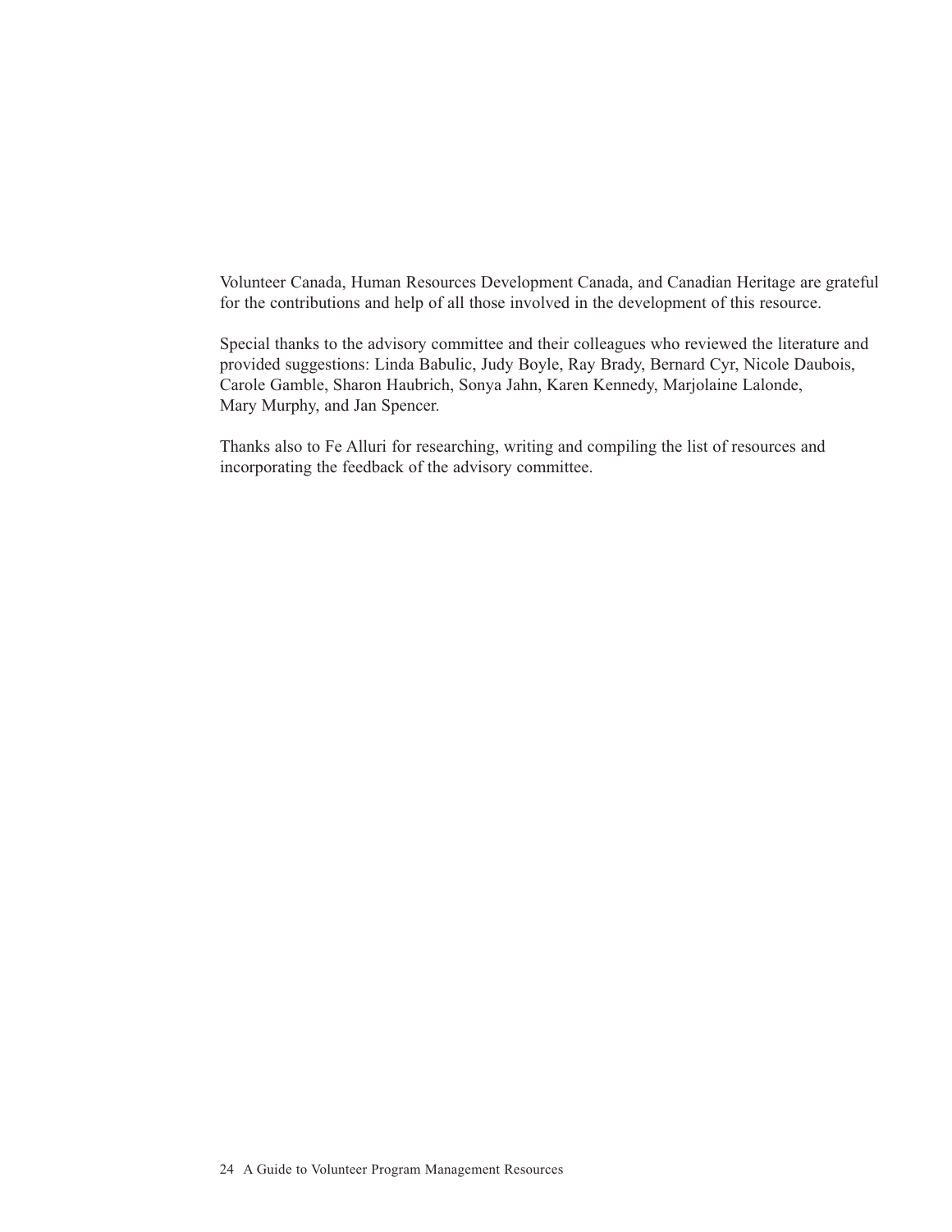Volunteer Canada, Human Resources Development Canada, and Canadian Heritage are grateful for the contributions and help of all those involved in the development of this resource.

Special thanks to the advisory committee and their colleagues who reviewed the literature and provided suggestions: Linda Babulic, Judy Boyle, Ray Brady, Bernard Cyr, Nicole Daubois, Carole Gamble, Sharon Haubrich, Sonya Jahn, Karen Kennedy, Marjolaine Lalonde, Mary Murphy, and Jan Spencer.

Thanks also to Fe Alluri for researching, writing and compiling the list of resources and incorporating the feedback of the advisory committee.